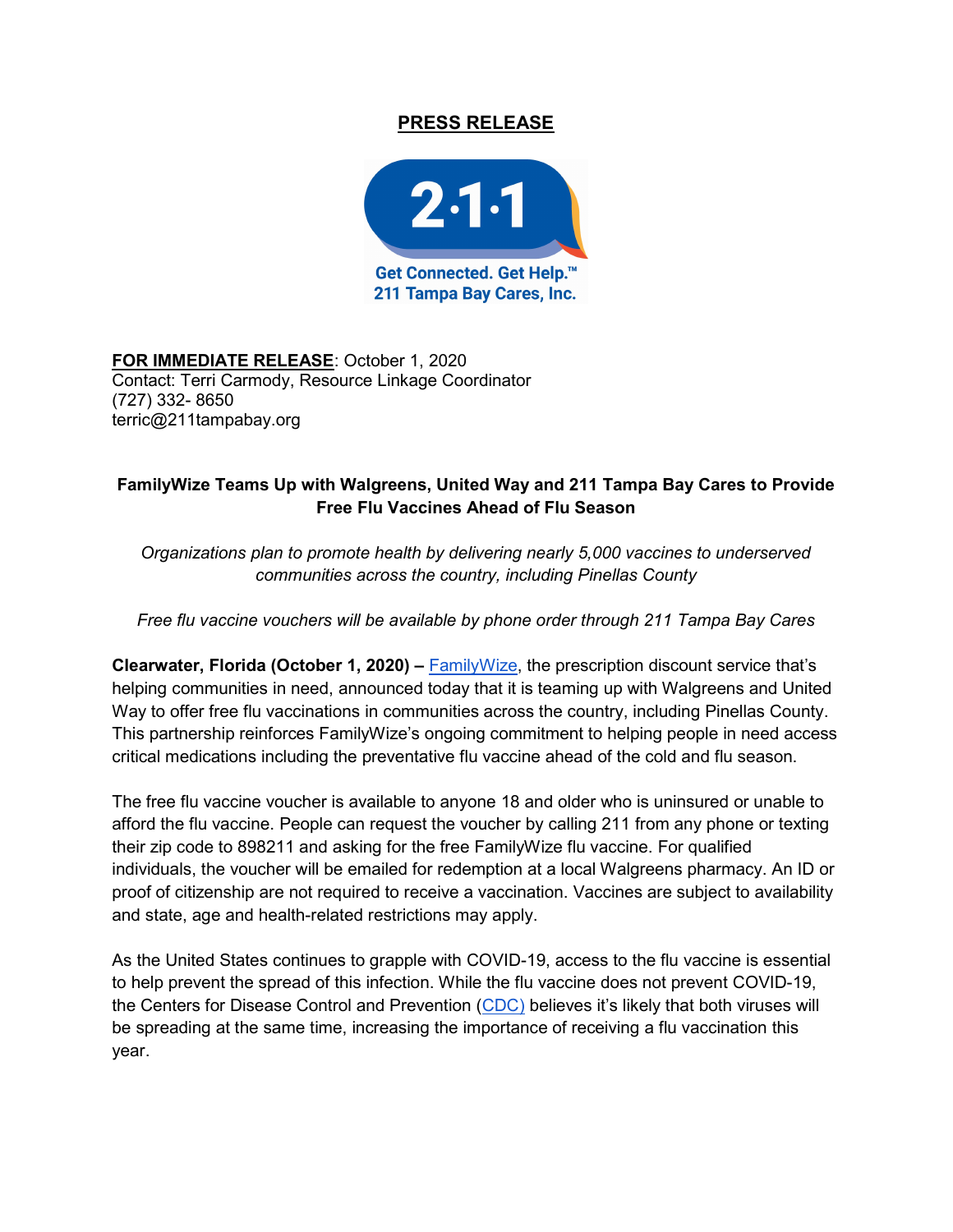# PRESS RELEASE

2·1·1

Get Connected. Get Help.™
211 Tampa Bay Cares, Inc.

**FOR IMMEDIATE RELEASE**: October 1, 2020
Contact: Terri Carmody, Resource Linkage Coordinator
(727) 332- 8650
terric@211tampabay.org

**FamilyWize Teams Up with Walgreens, United Way and 211 Tampa Bay Cares to Provide Free Flu Vaccines Ahead of Flu Season**

*Organizations plan to promote health by delivering nearly 5,000 vaccines to underserved communities across the country, including Pinellas County*

*Free flu vaccine vouchers will be available by phone order through 211 Tampa Bay Cares*

**Clearwater, Florida (October 1, 2020) –** FamilyWize, the prescription discount service that's helping communities in need, announced today that it is teaming up with Walgreens and United Way to offer free flu vaccinations in communities across the country, including Pinellas County. This partnership reinforces FamilyWize's ongoing commitment to helping people in need access critical medications including the preventative flu vaccine ahead of the cold and flu season.

The free flu vaccine voucher is available to anyone 18 and older who is uninsured or unable to afford the flu vaccine. People can request the voucher by calling 211 from any phone or texting their zip code to 898211 and asking for the free FamilyWize flu vaccine. For qualified individuals, the voucher will be emailed for redemption at a local Walgreens pharmacy. An ID or proof of citizenship are not required to receive a vaccination. Vaccines are subject to availability and state, age and health-related restrictions may apply.

As the United States continues to grapple with COVID-19, access to the flu vaccine is essential to help prevent the spread of this infection. While the flu vaccine does not prevent COVID-19, the Centers for Disease Control and Prevention (CDC) believes it's likely that both viruses will be spreading at the same time, increasing the importance of receiving a flu vaccination this year.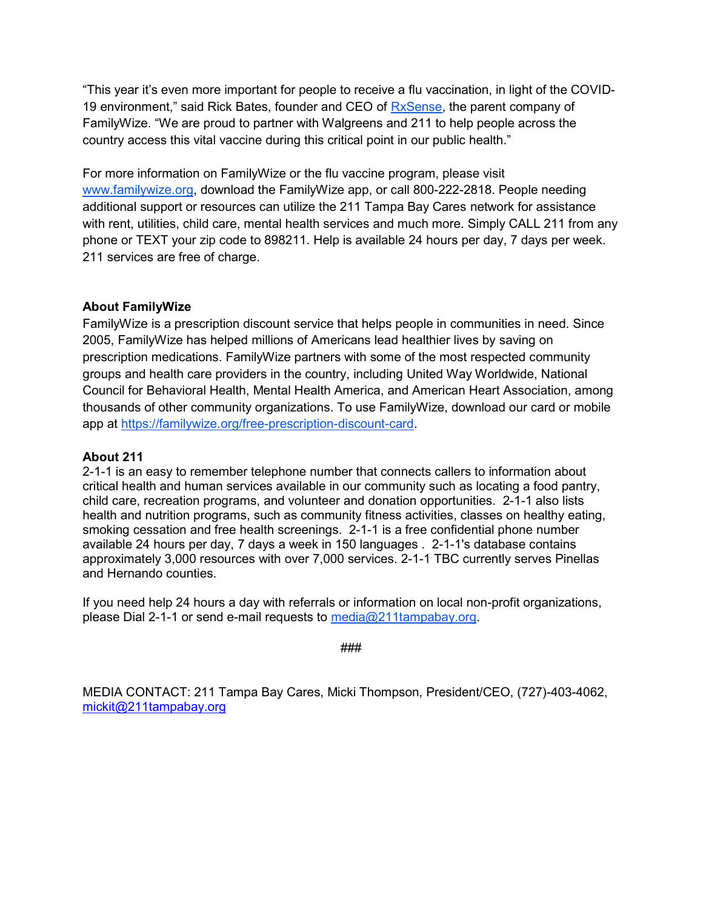"This year it's even more important for people to receive a flu vaccination, in light of the COVID-19 environment," said Rick Bates, founder and CEO of [RxSense](), the parent company of FamilyWize. "We are proud to partner with Walgreens and 211 to help people across the country access this vital vaccine during this critical point in our public health."

For more information on FamilyWize or the flu vaccine program, please visit www.familywize.org, download the FamilyWize app, or call 800-222-2818. People needing additional support or resources can utilize the 211 Tampa Bay Cares network for assistance with rent, utilities, child care, mental health services and much more. Simply CALL 211 from any phone or TEXT your zip code to 898211. Help is available 24 hours per day, 7 days per week. 211 services are free of charge.

**About FamilyWize**
FamilyWize is a prescription discount service that helps people in communities in need. Since 2005, FamilyWize has helped millions of Americans lead healthier lives by saving on prescription medications. FamilyWize partners with some of the most respected community groups and health care providers in the country, including United Way Worldwide, National Council for Behavioral Health, Mental Health America, and American Heart Association, among thousands of other community organizations. To use FamilyWize, download our card or mobile app at https://familywize.org/free-prescription-discount-card.

**About 211**
2-1-1 is an easy to remember telephone number that connects callers to information about critical health and human services available in our community such as locating a food pantry, child care, recreation programs, and volunteer and donation opportunities. 2-1-1 also lists health and nutrition programs, such as community fitness activities, classes on healthy eating, smoking cessation and free health screenings. 2-1-1 is a free confidential phone number available 24 hours per day, 7 days a week in 150 languages . 2-1-1's database contains approximately 3,000 resources with over 7,000 services. 2-1-1 TBC currently serves Pinellas and Hernando counties.

If you need help 24 hours a day with referrals or information on local non-profit organizations, please Dial 2-1-1 or send e-mail requests to media@211tampabay.org.

###

MEDIA CONTACT: 211 Tampa Bay Cares, Micki Thompson, President/CEO, (727)-403-4062, mickit@211tampabay.org